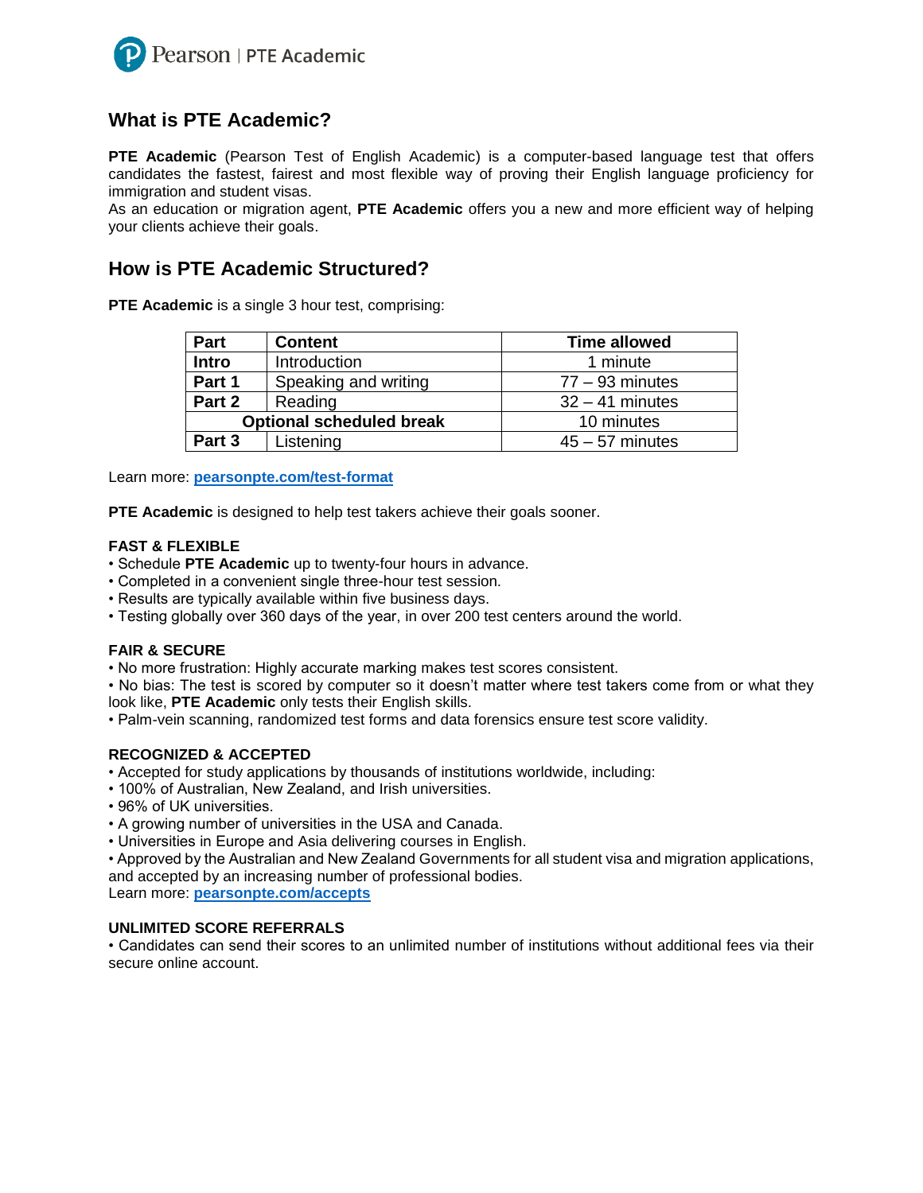Pearson | PTE Academic

## What is PTE Academic?

**PTE Academic** (Pearson Test of English Academic) is a computer-based language test that offers candidates the fastest, fairest and most flexible way of proving their English language proficiency for immigration and student visas.
As an education or migration agent, **PTE Academic** offers you a new and more efficient way of helping your clients achieve their goals.

## How is PTE Academic Structured?

**PTE Academic** is a single 3 hour test, comprising:

| Part | Content | Time allowed |
|---|---|---|
| **Intro** | Introduction | 1 minute |
| **Part 1** | Speaking and writing | 77 – 93 minutes |
| **Part 2** | Reading | 32 – 41 minutes |
| **Optional scheduled break** | | 10 minutes |
| **Part 3** | Listening | 45 – 57 minutes |

Learn more: **pearsonpte.com/test-format**

**PTE Academic** is designed to help test takers achieve their goals sooner.

**FAST & FLEXIBLE**
- Schedule **PTE Academic** up to twenty-four hours in advance.
- Completed in a convenient single three-hour test session.
- Results are typically available within five business days.
- Testing globally over 360 days of the year, in over 200 test centers around the world.

**FAIR & SECURE**
- No more frustration: Highly accurate marking makes test scores consistent.
- No bias: The test is scored by computer so it doesn't matter where test takers come from or what they look like, **PTE Academic** only tests their English skills.
- Palm-vein scanning, randomized test forms and data forensics ensure test score validity.

**RECOGNIZED & ACCEPTED**
- Accepted for study applications by thousands of institutions worldwide, including:
- 100% of Australian, New Zealand, and Irish universities.
- 96% of UK universities.
- A growing number of universities in the USA and Canada.
- Universities in Europe and Asia delivering courses in English.
- Approved by the Australian and New Zealand Governments for all student visa and migration applications, and accepted by an increasing number of professional bodies.

Learn more: **pearsonpte.com/accepts**

**UNLIMITED SCORE REFERRALS**
- Candidates can send their scores to an unlimited number of institutions without additional fees via their secure online account.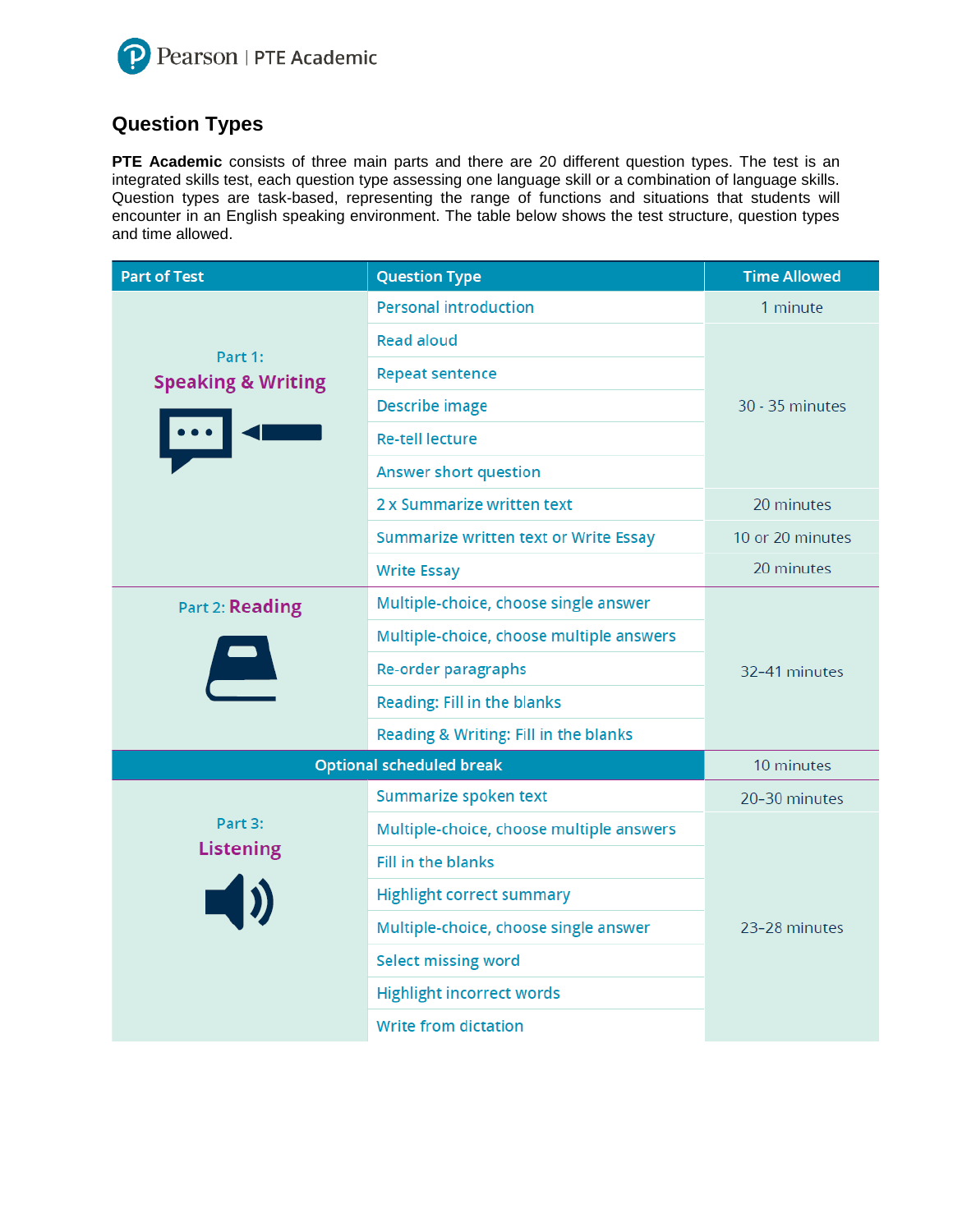## Question Types

**PTE Academic** consists of three main parts and there are 20 different question types. The test is an integrated skills test, each question type assessing one language skill or a combination of language skills. Question types are task-based, representing the range of functions and situations that students will encounter in an English speaking environment. The table below shows the test structure, question types and time allowed.

| Part of Test | Question Type | Time Allowed |
| --- | --- | --- |
| Part 1: Speaking & Writing | Personal introduction | 1 minute |
| | Read aloud | 30 - 35 minutes |
| | Repeat sentence | |
| | Describe image | |
| | Re-tell lecture | |
| | Answer short question | |
| | 2 x Summarize written text | 20 minutes |
| | Summarize written text or Write Essay | 10 or 20 minutes |
| | Write Essay | 20 minutes |
| Part 2: Reading | Multiple-choice, choose single answer | 32-41 minutes |
| | Multiple-choice, choose multiple answers | |
| | Re-order paragraphs | |
| | Reading: Fill in the blanks | |
| | Reading & Writing: Fill in the blanks | |
| Optional scheduled break | | 10 minutes |
| Part 3: Listening | Summarize spoken text | 20-30 minutes |
| | Multiple-choice, choose multiple answers | 23-28 minutes |
| | Fill in the blanks | |
| | Highlight correct summary | |
| | Multiple-choice, choose single answer | |
| | Select missing word | |
| | Highlight incorrect words | |
| | Write from dictation | |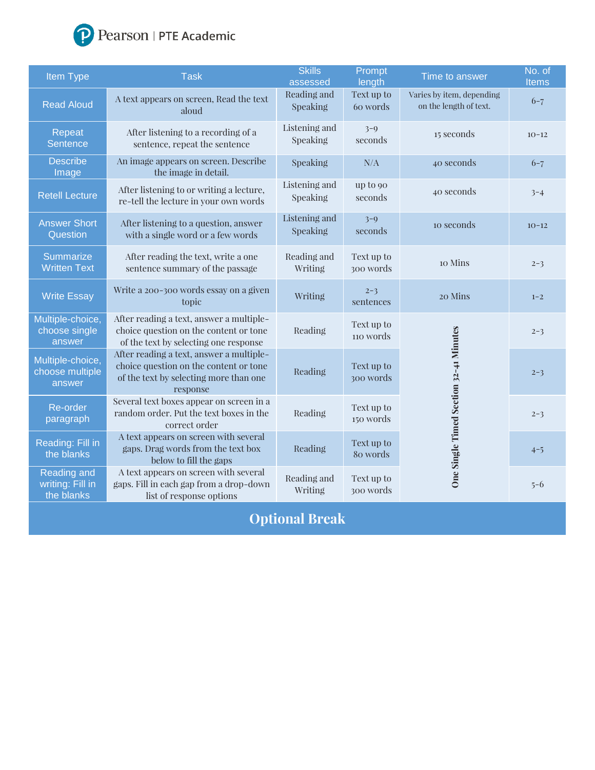| Item Type | Task | Skills assessed | Prompt length | Time to answer | No. of Items |
|---|---|---|---|---|---|
| Read Aloud | A text appears on screen, Read the text aloud | Reading and Speaking | Text up to 60 words | Varies by item, depending on the length of text. | 6-7 |
| Repeat Sentence | After listening to a recording of a sentence, repeat the sentence | Listening and Speaking | 3-9 seconds | 15 seconds | 10-12 |
| Describe Image | An image appears on screen. Describe the image in detail. | Speaking | N/A | 40 seconds | 6-7 |
| Retell Lecture | After listening to or writing a lecture, re-tell the lecture in your own words | Listening and Speaking | up to 90 seconds | 40 seconds | 3-4 |
| Answer Short Question | After listening to a question, answer with a single word or a few words | Listening and Speaking | 3-9 seconds | 10 seconds | 10-12 |
| Summarize Written Text | After reading the text, write a one sentence summary of the passage | Reading and Writing | Text up to 300 words | 10 Mins | 2-3 |
| Write Essay | Write a 200-300 words essay on a given topic | Writing | 2-3 sentences | 20 Mins | 1-2 |
| Multiple-choice, choose single answer | After reading a text, answer a multiple-choice question on the content or tone of the text by selecting one response | Reading | Text up to 110 words | One Single Timed Section 32-41 Minutes | 2-3 |
| Multiple-choice, choose multiple answer | After reading a text, answer a multiple-choice question on the content or tone of the text by selecting more than one response | Reading | Text up to 300 words | | 2-3 |
| Re-order paragraph | Several text boxes appear on screen in a random order. Put the text boxes in the correct order | Reading | Text up to 150 words | | 2-3 |
| Reading: Fill in the blanks | A text appears on screen with several gaps. Drag words from the text box below to fill the gaps | Reading | Text up to 80 words | | 4-5 |
| Reading and writing: Fill in the blanks | A text appears on screen with several gaps. Fill in each gap from a drop-down list of response options | Reading and Writing | Text up to 300 words | | 5-6 |

**Optional Break**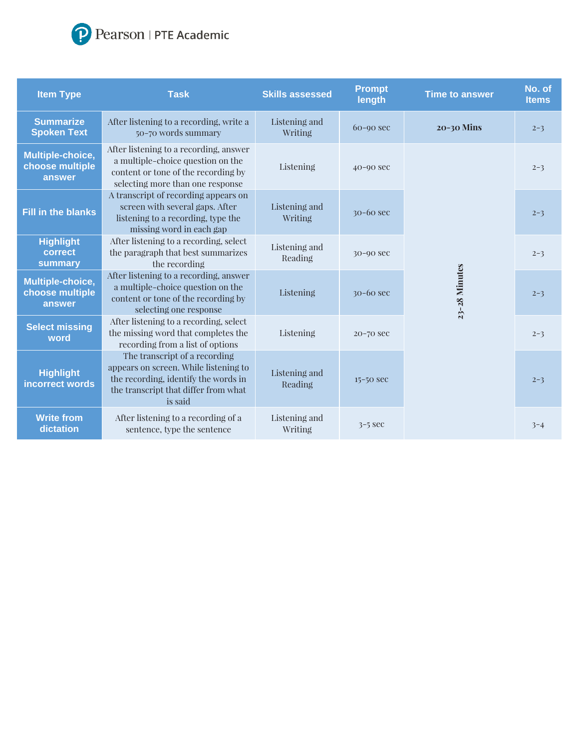| Item Type | Task | Skills assessed | Prompt length | Time to answer | No. of Items |
| --- | --- | --- | --- | --- | --- |
| Summarize Spoken Text | After listening to a recording, write a 50-70 words summary | Listening and Writing | 60-90 sec | **20-30 Mins** | 2-3 |
| Multiple-choice, choose multiple answer | After listening to a recording, answer a multiple-choice question on the content or tone of the recording by selecting more than one response | Listening | 40-90 sec | **23-28 Minutes** | 2-3 |
| Fill in the blanks | A transcript of recording appears on screen with several gaps. After listening to a recording, type the missing word in each gap | Listening and Writing | 30-60 sec | | 2-3 |
| Highlight correct summary | After listening to a recording, select the paragraph that best summarizes the recording | Listening and Reading | 30-90 sec | | 2-3 |
| Multiple-choice, choose multiple answer | After listening to a recording, answer a multiple-choice question on the content or tone of the recording by selecting one response | Listening | 30-60 sec | | 2-3 |
| Select missing word | After listening to a recording, select the missing word that completes the recording from a list of options | Listening | 20-70 sec | | 2-3 |
| Highlight incorrect words | The transcript of a recording appears on screen. While listening to the recording, identify the words in the transcript that differ from what is said | Listening and Reading | 15-50 sec | | 2-3 |
| Write from dictation | After listening to a recording of a sentence, type the sentence | Listening and Writing | 3-5 sec | | 3-4 |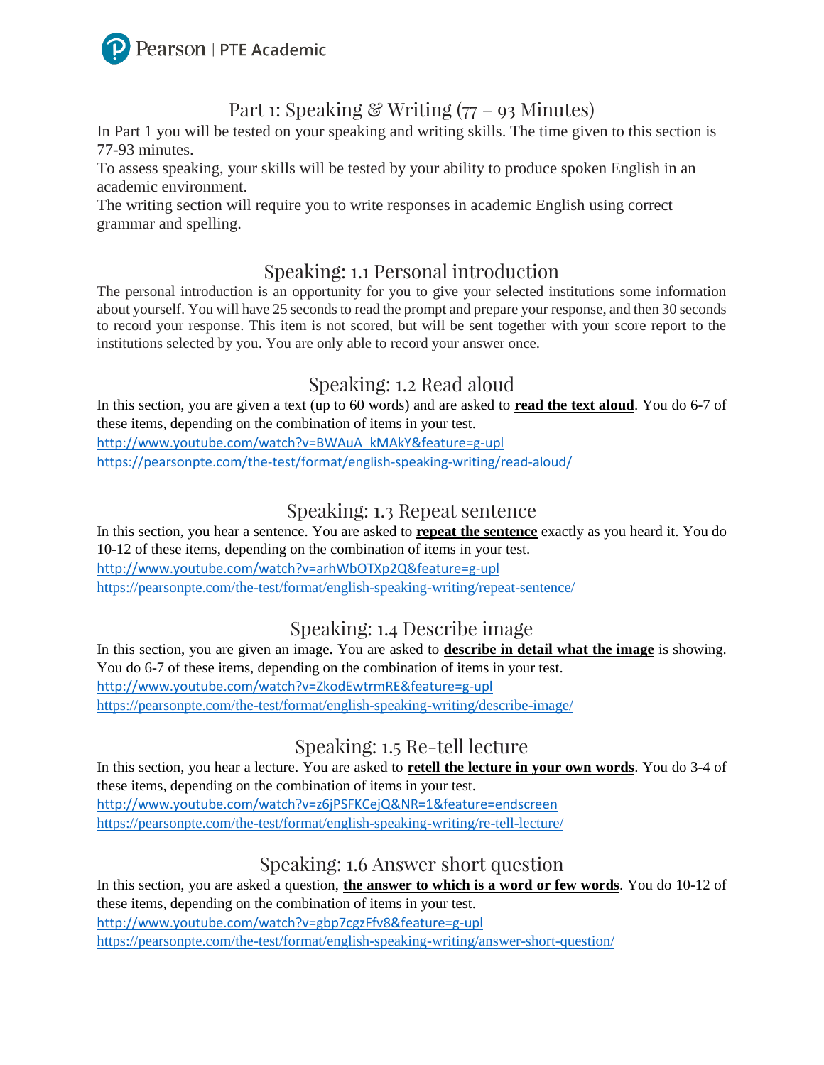## Part 1: Speaking & Writing (77 – 93 Minutes)

In Part 1 you will be tested on your speaking and writing skills. The time given to this section is 77-93 minutes.

To assess speaking, your skills will be tested by your ability to produce spoken English in an academic environment.

The writing section will require you to write responses in academic English using correct grammar and spelling.

### Speaking: 1.1 Personal introduction

The personal introduction is an opportunity for you to give your selected institutions some information about yourself. You will have 25 seconds to read the prompt and prepare your response, and then 30 seconds to record your response. This item is not scored, but will be sent together with your score report to the institutions selected by you. You are only able to record your answer once.

### Speaking: 1.2 Read aloud

In this section, you are given a text (up to 60 words) and are asked to **read the text aloud**. You do 6-7 of these items, depending on the combination of items in your test.

http://www.youtube.com/watch?v=BWAuA_kMAkY&feature=g-upl

https://pearsonpte.com/the-test/format/english-speaking-writing/read-aloud/

### Speaking: 1.3 Repeat sentence

In this section, you hear a sentence. You are asked to **repeat the sentence** exactly as you heard it. You do 10-12 of these items, depending on the combination of items in your test.

http://www.youtube.com/watch?v=arhWbOTXp2Q&feature=g-upl

https://pearsonpte.com/the-test/format/english-speaking-writing/repeat-sentence/

### Speaking: 1.4 Describe image

In this section, you are given an image. You are asked to **describe in detail what the image** is showing. You do 6-7 of these items, depending on the combination of items in your test.

http://www.youtube.com/watch?v=ZkodEwtrmRE&feature=g-upl

https://pearsonpte.com/the-test/format/english-speaking-writing/describe-image/

### Speaking: 1.5 Re-tell lecture

In this section, you hear a lecture. You are asked to **retell the lecture in your own words**. You do 3-4 of these items, depending on the combination of items in your test.

http://www.youtube.com/watch?v=z6jPSFKCejQ&NR=1&feature=endscreen

https://pearsonpte.com/the-test/format/english-speaking-writing/re-tell-lecture/

### Speaking: 1.6 Answer short question

In this section, you are asked a question, **the answer to which is a word or few words**. You do 10-12 of these items, depending on the combination of items in your test.

http://www.youtube.com/watch?v=gbp7cgzFfv8&feature=g-upl

https://pearsonpte.com/the-test/format/english-speaking-writing/answer-short-question/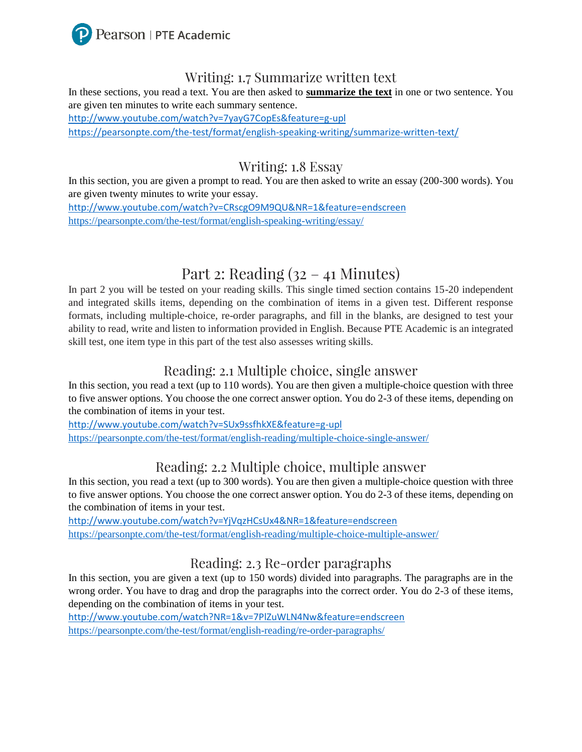## Writing: 1.7 Summarize written text

In these sections, you read a text. You are then asked to **summarize the text** in one or two sentence. You are given ten minutes to write each summary sentence.

http://www.youtube.com/watch?v=7yayG7CopEs&feature=g-upl

https://pearsonpte.com/the-test/format/english-speaking-writing/summarize-written-text/

## Writing: 1.8 Essay

In this section, you are given a prompt to read. You are then asked to write an essay (200-300 words). You are given twenty minutes to write your essay.

http://www.youtube.com/watch?v=CRscgO9M9QU&NR=1&feature=endscreen

https://pearsonpte.com/the-test/format/english-speaking-writing/essay/

# Part 2: Reading (32 – 41 Minutes)

In part 2 you will be tested on your reading skills. This single timed section contains 15-20 independent and integrated skills items, depending on the combination of items in a given test. Different response formats, including multiple-choice, re-order paragraphs, and fill in the blanks, are designed to test your ability to read, write and listen to information provided in English. Because PTE Academic is an integrated skill test, one item type in this part of the test also assesses writing skills.

## Reading: 2.1 Multiple choice, single answer

In this section, you read a text (up to 110 words). You are then given a multiple-choice question with three to five answer options. You choose the one correct answer option. You do 2-3 of these items, depending on the combination of items in your test.

http://www.youtube.com/watch?v=SUx9ssfhkXE&feature=g-upl

https://pearsonpte.com/the-test/format/english-reading/multiple-choice-single-answer/

## Reading: 2.2 Multiple choice, multiple answer

In this section, you read a text (up to 300 words). You are then given a multiple-choice question with three to five answer options. You choose the one correct answer option. You do 2-3 of these items, depending on the combination of items in your test.

http://www.youtube.com/watch?v=YjVqzHCsUx4&NR=1&feature=endscreen

https://pearsonpte.com/the-test/format/english-reading/multiple-choice-multiple-answer/

## Reading: 2.3 Re-order paragraphs

In this section, you are given a text (up to 150 words) divided into paragraphs. The paragraphs are in the wrong order. You have to drag and drop the paragraphs into the correct order. You do 2-3 of these items, depending on the combination of items in your test.

http://www.youtube.com/watch?NR=1&v=7PlZuWLN4Nw&feature=endscreen

https://pearsonpte.com/the-test/format/english-reading/re-order-paragraphs/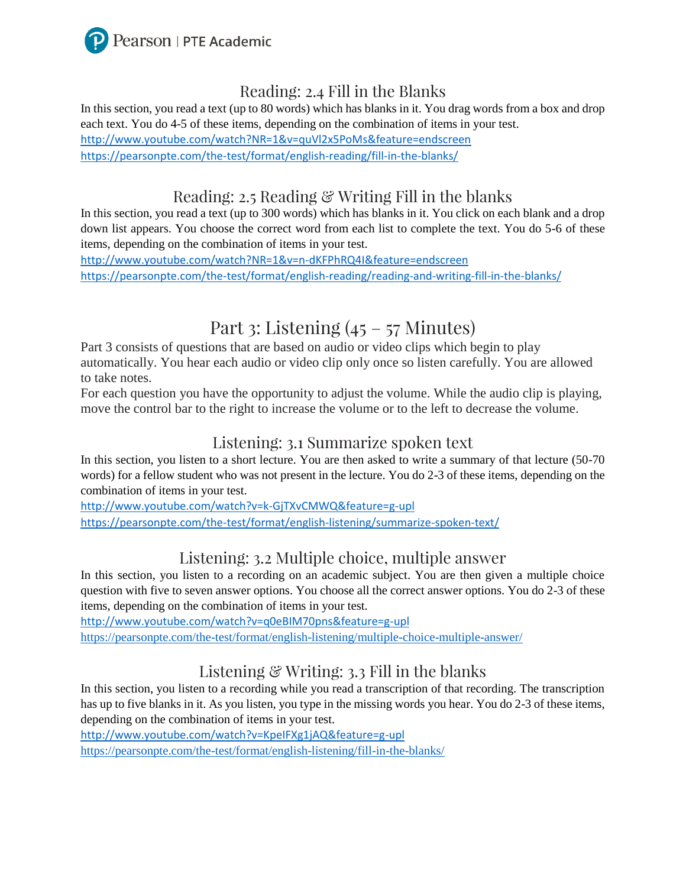## Reading: 2.4 Fill in the Blanks

In this section, you read a text (up to 80 words) which has blanks in it. You drag words from a box and drop each text. You do 4-5 of these items, depending on the combination of items in your test.

http://www.youtube.com/watch?NR=1&v=quVl2x5PoMs&feature=endscreen

https://pearsonpte.com/the-test/format/english-reading/fill-in-the-blanks/

## Reading: 2.5 Reading & Writing Fill in the blanks

In this section, you read a text (up to 300 words) which has blanks in it. You click on each blank and a drop down list appears. You choose the correct word from each list to complete the text. You do 5-6 of these items, depending on the combination of items in your test.

http://www.youtube.com/watch?NR=1&v=n-dKFPhRQ4I&feature=endscreen

https://pearsonpte.com/the-test/format/english-reading/reading-and-writing-fill-in-the-blanks/

# Part 3: Listening (45 – 57 Minutes)

Part 3 consists of questions that are based on audio or video clips which begin to play automatically. You hear each audio or video clip only once so listen carefully. You are allowed to take notes.

For each question you have the opportunity to adjust the volume. While the audio clip is playing, move the control bar to the right to increase the volume or to the left to decrease the volume.

## Listening: 3.1 Summarize spoken text

In this section, you listen to a short lecture. You are then asked to write a summary of that lecture (50-70 words) for a fellow student who was not present in the lecture. You do 2-3 of these items, depending on the combination of items in your test.

http://www.youtube.com/watch?v=k-GjTXvCMWQ&feature=g-upl

https://pearsonpte.com/the-test/format/english-listening/summarize-spoken-text/

## Listening: 3.2 Multiple choice, multiple answer

In this section, you listen to a recording on an academic subject. You are then given a multiple choice question with five to seven answer options. You choose all the correct answer options. You do 2-3 of these items, depending on the combination of items in your test.

http://www.youtube.com/watch?v=q0eBIM70pns&feature=g-upl

https://pearsonpte.com/the-test/format/english-listening/multiple-choice-multiple-answer/

## Listening & Writing: 3.3 Fill in the blanks

In this section, you listen to a recording while you read a transcription of that recording. The transcription has up to five blanks in it. As you listen, you type in the missing words you hear. You do 2-3 of these items, depending on the combination of items in your test.

http://www.youtube.com/watch?v=KpeIFXg1jAQ&feature=g-upl

https://pearsonpte.com/the-test/format/english-listening/fill-in-the-blanks/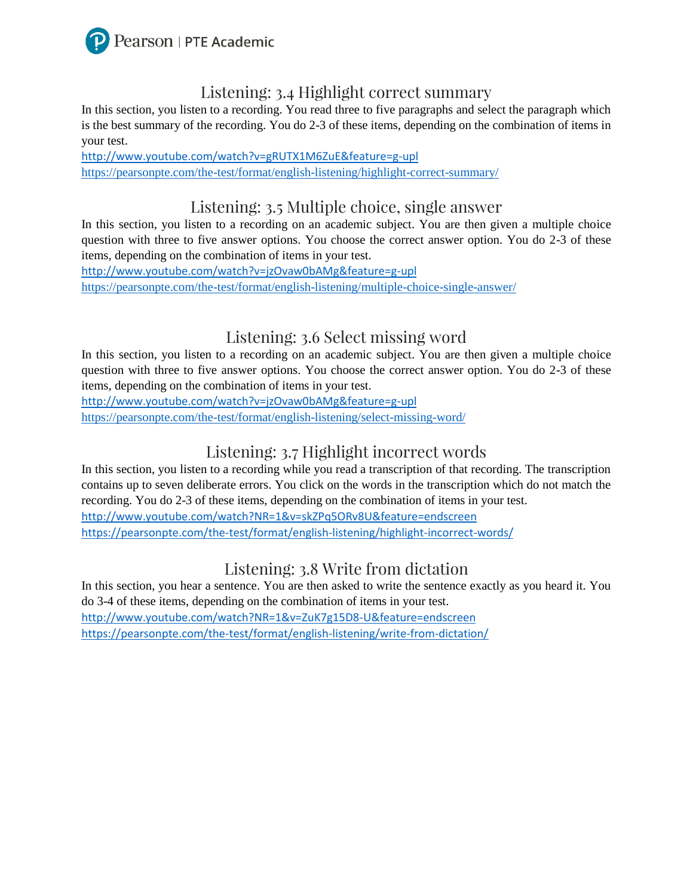## Listening: 3.4 Highlight correct summary

In this section, you listen to a recording. You read three to five paragraphs and select the paragraph which is the best summary of the recording. You do 2-3 of these items, depending on the combination of items in your test.

http://www.youtube.com/watch?v=gRUTX1M6ZuE&feature=g-upl

https://pearsonpte.com/the-test/format/english-listening/highlight-correct-summary/

## Listening: 3.5 Multiple choice, single answer

In this section, you listen to a recording on an academic subject. You are then given a multiple choice question with three to five answer options. You choose the correct answer option. You do 2-3 of these items, depending on the combination of items in your test.

http://www.youtube.com/watch?v=jzOvaw0bAMg&feature=g-upl

https://pearsonpte.com/the-test/format/english-listening/multiple-choice-single-answer/

## Listening: 3.6 Select missing word

In this section, you listen to a recording on an academic subject. You are then given a multiple choice question with three to five answer options. You choose the correct answer option. You do 2-3 of these items, depending on the combination of items in your test.

http://www.youtube.com/watch?v=jzOvaw0bAMg&feature=g-upl

https://pearsonpte.com/the-test/format/english-listening/select-missing-word/

## Listening: 3.7 Highlight incorrect words

In this section, you listen to a recording while you read a transcription of that recording. The transcription contains up to seven deliberate errors. You click on the words in the transcription which do not match the recording. You do 2-3 of these items, depending on the combination of items in your test.

http://www.youtube.com/watch?NR=1&v=skZPq5ORv8U&feature=endscreen

https://pearsonpte.com/the-test/format/english-listening/highlight-incorrect-words/

## Listening: 3.8 Write from dictation

In this section, you hear a sentence. You are then asked to write the sentence exactly as you heard it. You do 3-4 of these items, depending on the combination of items in your test.

http://www.youtube.com/watch?NR=1&v=ZuK7g15D8-U&feature=endscreen

https://pearsonpte.com/the-test/format/english-listening/write-from-dictation/